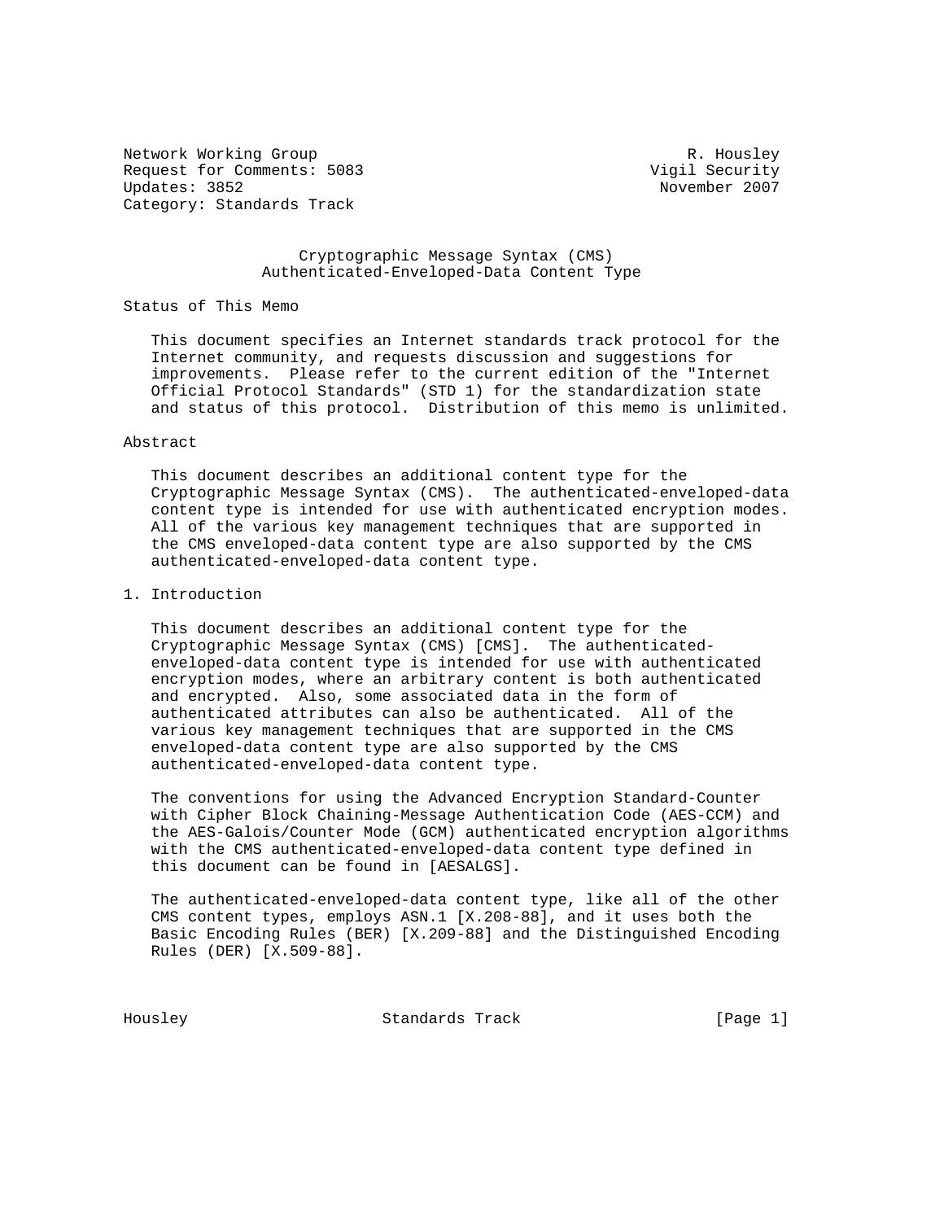Network Working Group R. Housley
Request for Comments: 5083 Vigil Security
Updates: 3852 November 2007
Category: Standards Track

# Cryptographic Message Syntax (CMS) Authenticated-Enveloped-Data Content Type

## Status of This Memo

This document specifies an Internet standards track protocol for the Internet community, and requests discussion and suggestions for improvements. Please refer to the current edition of the "Internet Official Protocol Standards" (STD 1) for the standardization state and status of this protocol. Distribution of this memo is unlimited.

## Abstract

This document describes an additional content type for the Cryptographic Message Syntax (CMS). The authenticated-enveloped-data content type is intended for use with authenticated encryption modes. All of the various key management techniques that are supported in the CMS enveloped-data content type are also supported by the CMS authenticated-enveloped-data content type.

## 1. Introduction

This document describes an additional content type for the Cryptographic Message Syntax (CMS) [CMS]. The authenticated-enveloped-data content type is intended for use with authenticated encryption modes, where an arbitrary content is both authenticated and encrypted. Also, some associated data in the form of authenticated attributes can also be authenticated. All of the various key management techniques that are supported in the CMS enveloped-data content type are also supported by the CMS authenticated-enveloped-data content type.

The conventions for using the Advanced Encryption Standard-Counter with Cipher Block Chaining-Message Authentication Code (AES-CCM) and the AES-Galois/Counter Mode (GCM) authenticated encryption algorithms with the CMS authenticated-enveloped-data content type defined in this document can be found in [AESALGS].

The authenticated-enveloped-data content type, like all of the other CMS content types, employs ASN.1 [X.208-88], and it uses both the Basic Encoding Rules (BER) [X.209-88] and the Distinguished Encoding Rules (DER) [X.509-88].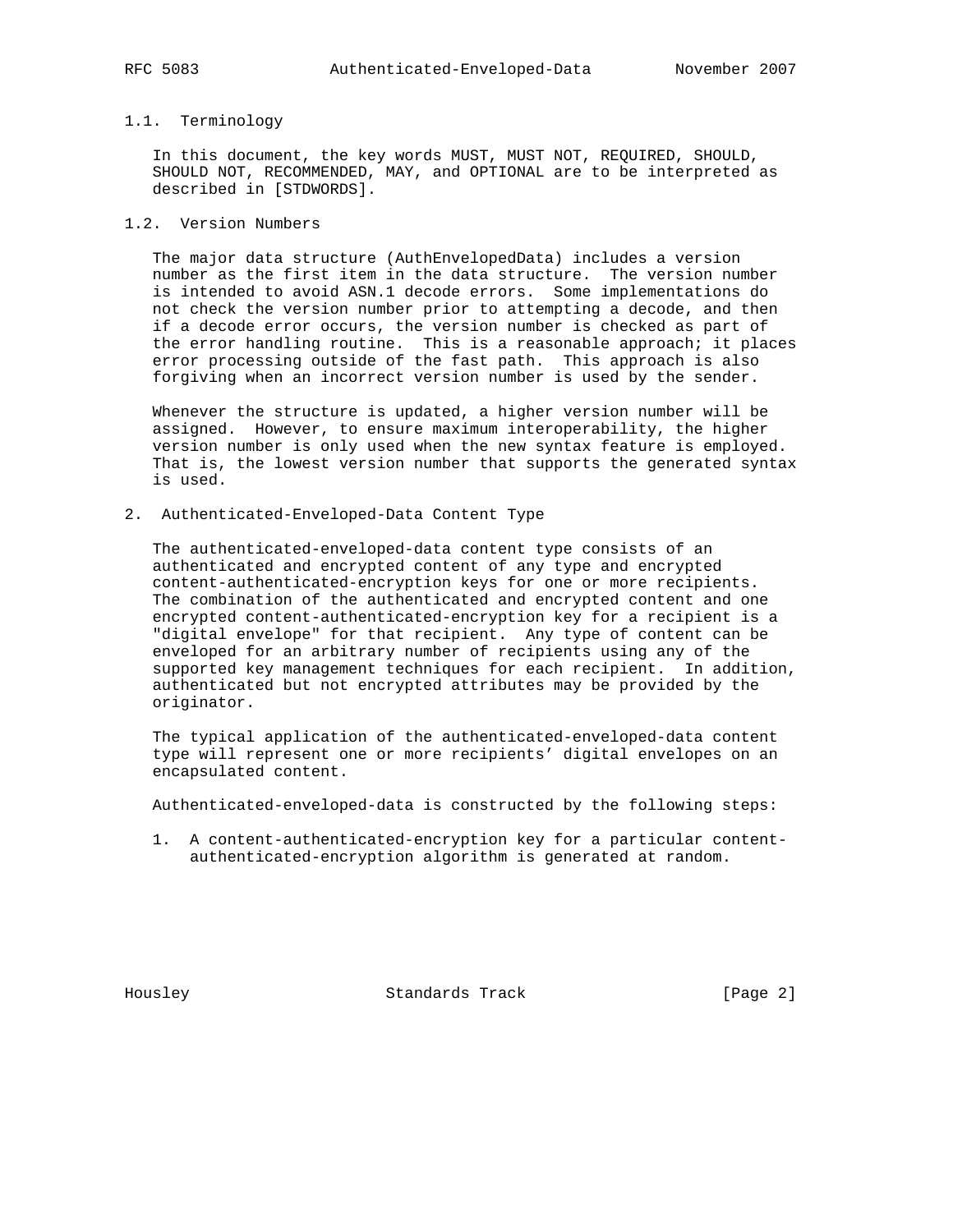### 1.1. Terminology

In this document, the key words MUST, MUST NOT, REQUIRED, SHOULD, SHOULD NOT, RECOMMENDED, MAY, and OPTIONAL are to be interpreted as described in [STDWORDS].

### 1.2. Version Numbers

The major data structure (AuthEnvelopedData) includes a version number as the first item in the data structure. The version number is intended to avoid ASN.1 decode errors. Some implementations do not check the version number prior to attempting a decode, and then if a decode error occurs, the version number is checked as part of the error handling routine. This is a reasonable approach; it places error processing outside of the fast path. This approach is also forgiving when an incorrect version number is used by the sender.

Whenever the structure is updated, a higher version number will be assigned. However, to ensure maximum interoperability, the higher version number is only used when the new syntax feature is employed. That is, the lowest version number that supports the generated syntax is used.

## 2. Authenticated-Enveloped-Data Content Type

The authenticated-enveloped-data content type consists of an authenticated and encrypted content of any type and encrypted content-authenticated-encryption keys for one or more recipients. The combination of the authenticated and encrypted content and one encrypted content-authenticated-encryption key for a recipient is a "digital envelope" for that recipient. Any type of content can be enveloped for an arbitrary number of recipients using any of the supported key management techniques for each recipient. In addition, authenticated but not encrypted attributes may be provided by the originator.

The typical application of the authenticated-enveloped-data content type will represent one or more recipients' digital envelopes on an encapsulated content.

Authenticated-enveloped-data is constructed by the following steps:

1. A content-authenticated-encryption key for a particular content-authenticated-encryption algorithm is generated at random.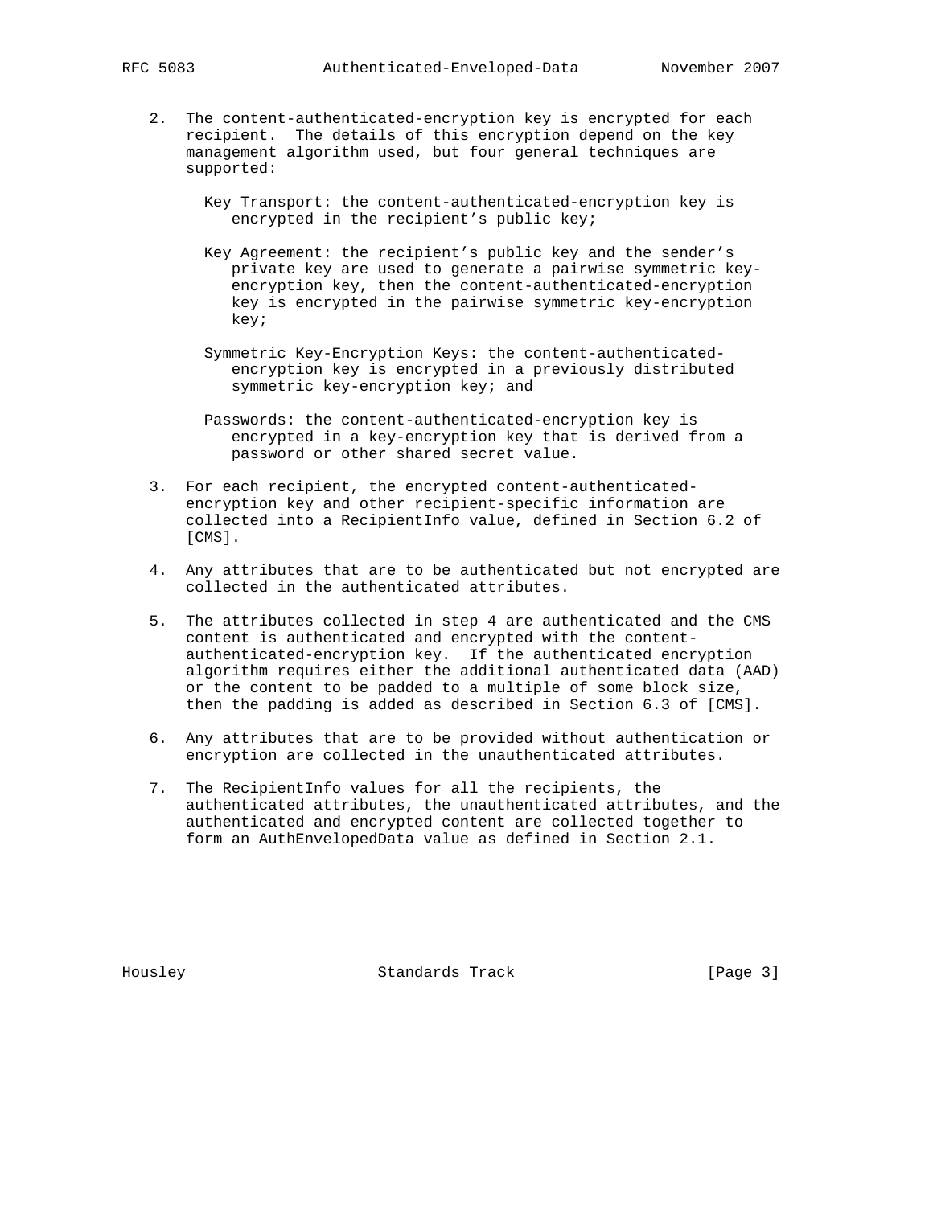2. The content-authenticated-encryption key is encrypted for each recipient. The details of this encryption depend on the key management algorithm used, but four general techniques are supported:

   Key Transport: the content-authenticated-encryption key is encrypted in the recipient's public key;

   Key Agreement: the recipient's public key and the sender's private key are used to generate a pairwise symmetric key-encryption key, then the content-authenticated-encryption key is encrypted in the pairwise symmetric key-encryption key;

   Symmetric Key-Encryption Keys: the content-authenticated-encryption key is encrypted in a previously distributed symmetric key-encryption key; and

   Passwords: the content-authenticated-encryption key is encrypted in a key-encryption key that is derived from a password or other shared secret value.

3. For each recipient, the encrypted content-authenticated-encryption key and other recipient-specific information are collected into a RecipientInfo value, defined in Section 6.2 of [CMS].

4. Any attributes that are to be authenticated but not encrypted are collected in the authenticated attributes.

5. The attributes collected in step 4 are authenticated and the CMS content is authenticated and encrypted with the content-authenticated-encryption key. If the authenticated encryption algorithm requires either the additional authenticated data (AAD) or the content to be padded to a multiple of some block size, then the padding is added as described in Section 6.3 of [CMS].

6. Any attributes that are to be provided without authentication or encryption are collected in the unauthenticated attributes.

7. The RecipientInfo values for all the recipients, the authenticated attributes, the unauthenticated attributes, and the authenticated and encrypted content are collected together to form an AuthEnvelopedData value as defined in Section 2.1.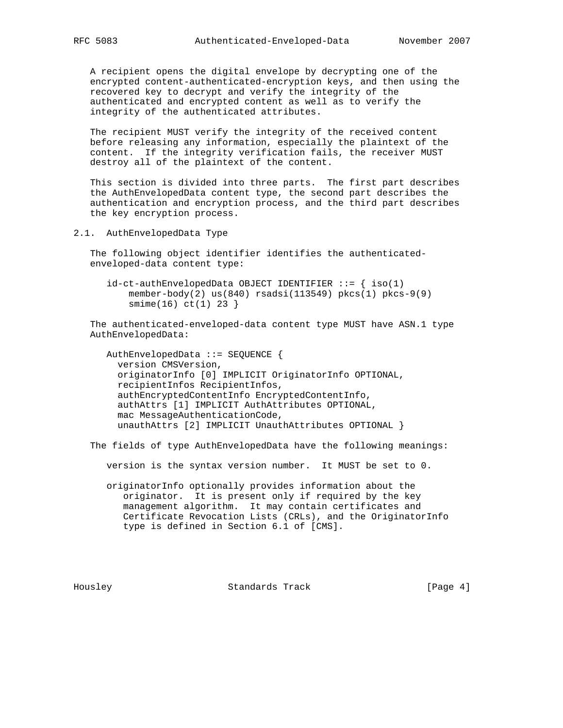A recipient opens the digital envelope by decrypting one of the encrypted content-authenticated-encryption keys, and then using the recovered key to decrypt and verify the integrity of the authenticated and encrypted content as well as to verify the integrity of the authenticated attributes.

The recipient MUST verify the integrity of the received content before releasing any information, especially the plaintext of the content. If the integrity verification fails, the receiver MUST destroy all of the plaintext of the content.

This section is divided into three parts. The first part describes the AuthEnvelopedData content type, the second part describes the authentication and encryption process, and the third part describes the key encryption process.

## 2.1. AuthEnvelopedData Type

The following object identifier identifies the authenticated-enveloped-data content type:

```
id-ct-authEnvelopedData OBJECT IDENTIFIER ::= { iso(1)
    member-body(2) us(840) rsadsi(113549) pkcs(1) pkcs-9(9)
    smime(16) ct(1) 23 }
```

The authenticated-enveloped-data content type MUST have ASN.1 type AuthEnvelopedData:

```
AuthEnvelopedData ::= SEQUENCE {
  version CMSVersion,
  originatorInfo [0] IMPLICIT OriginatorInfo OPTIONAL,
  recipientInfos RecipientInfos,
  authEncryptedContentInfo EncryptedContentInfo,
  authAttrs [1] IMPLICIT AuthAttributes OPTIONAL,
  mac MessageAuthenticationCode,
  unauthAttrs [2] IMPLICIT UnauthAttributes OPTIONAL }
```

The fields of type AuthEnvelopedData have the following meanings:

version is the syntax version number. It MUST be set to 0.

originatorInfo optionally provides information about the originator. It is present only if required by the key management algorithm. It may contain certificates and Certificate Revocation Lists (CRLs), and the OriginatorInfo type is defined in Section 6.1 of [CMS].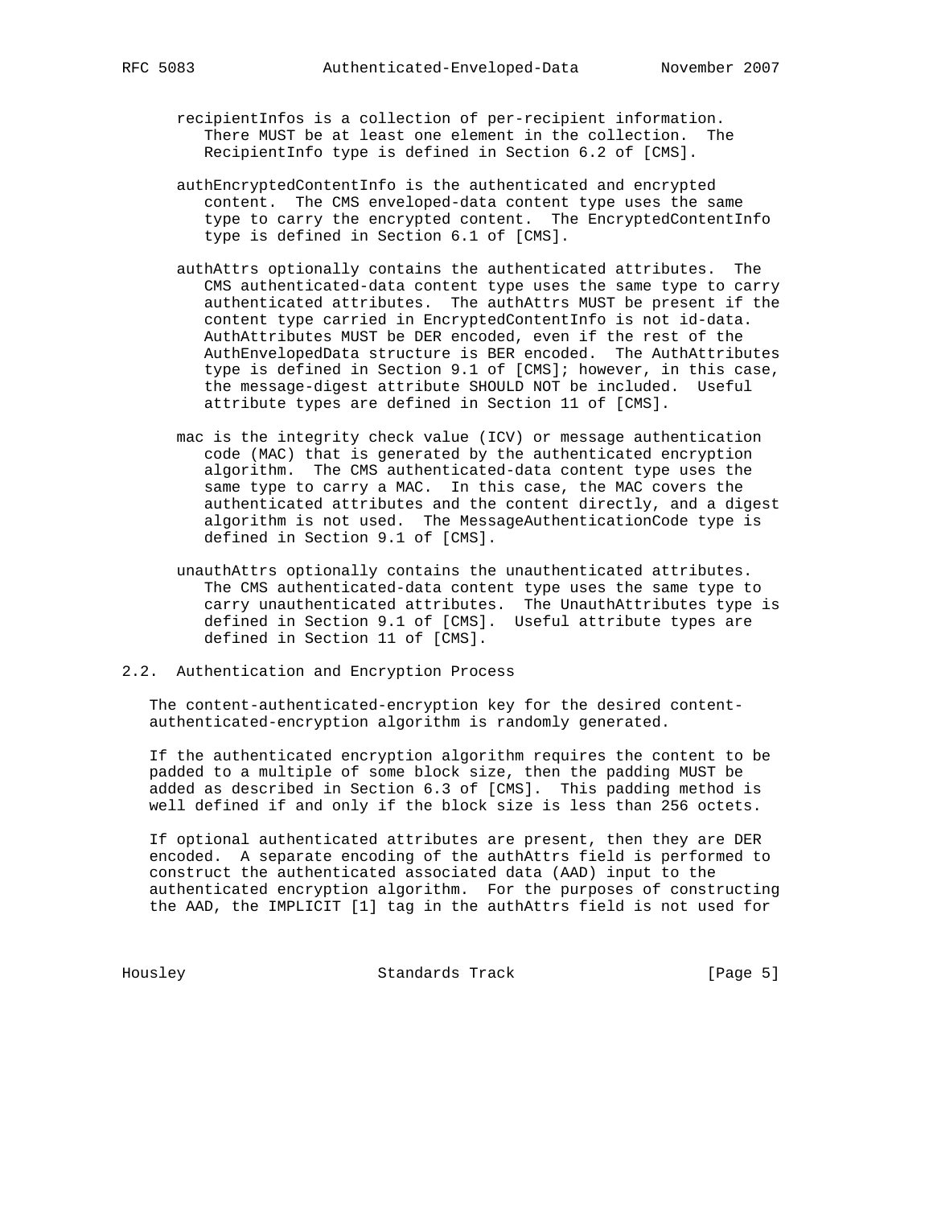recipientInfos is a collection of per-recipient information. There MUST be at least one element in the collection. The RecipientInfo type is defined in Section 6.2 of [CMS].

authEncryptedContentInfo is the authenticated and encrypted content. The CMS enveloped-data content type uses the same type to carry the encrypted content. The EncryptedContentInfo type is defined in Section 6.1 of [CMS].

authAttrs optionally contains the authenticated attributes. The CMS authenticated-data content type uses the same type to carry authenticated attributes. The authAttrs MUST be present if the content type carried in EncryptedContentInfo is not id-data. AuthAttributes MUST be DER encoded, even if the rest of the AuthEnvelopedData structure is BER encoded. The AuthAttributes type is defined in Section 9.1 of [CMS]; however, in this case, the message-digest attribute SHOULD NOT be included. Useful attribute types are defined in Section 11 of [CMS].

mac is the integrity check value (ICV) or message authentication code (MAC) that is generated by the authenticated encryption algorithm. The CMS authenticated-data content type uses the same type to carry a MAC. In this case, the MAC covers the authenticated attributes and the content directly, and a digest algorithm is not used. The MessageAuthenticationCode type is defined in Section 9.1 of [CMS].

unauthAttrs optionally contains the unauthenticated attributes. The CMS authenticated-data content type uses the same type to carry unauthenticated attributes. The UnauthAttributes type is defined in Section 9.1 of [CMS]. Useful attribute types are defined in Section 11 of [CMS].

## 2.2. Authentication and Encryption Process

The content-authenticated-encryption key for the desired content-authenticated-encryption algorithm is randomly generated.

If the authenticated encryption algorithm requires the content to be padded to a multiple of some block size, then the padding MUST be added as described in Section 6.3 of [CMS]. This padding method is well defined if and only if the block size is less than 256 octets.

If optional authenticated attributes are present, then they are DER encoded. A separate encoding of the authAttrs field is performed to construct the authenticated associated data (AAD) input to the authenticated encryption algorithm. For the purposes of constructing the AAD, the IMPLICIT [1] tag in the authAttrs field is not used for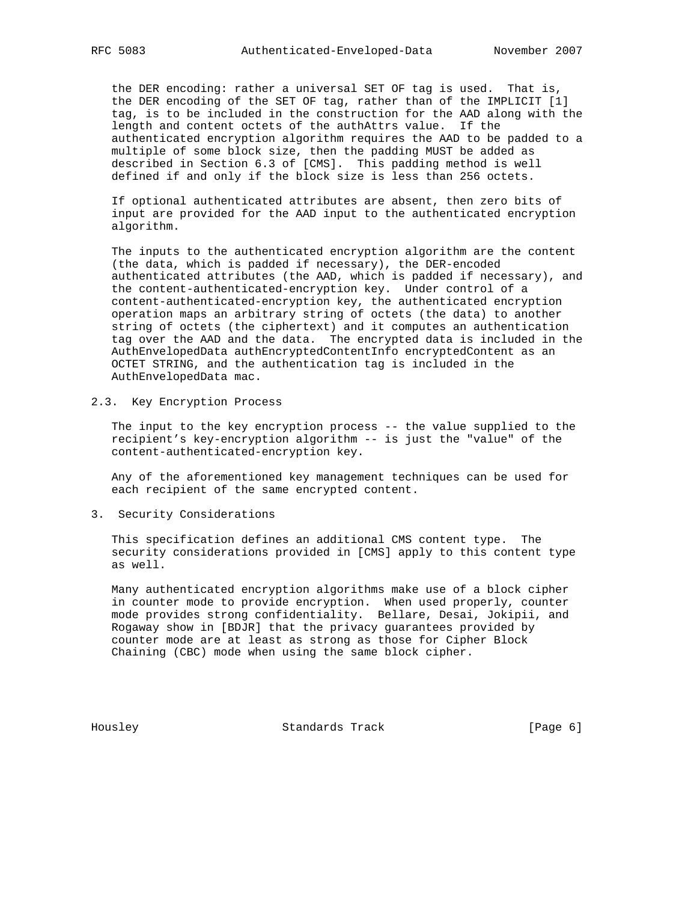the DER encoding: rather a universal SET OF tag is used. That is, the DER encoding of the SET OF tag, rather than of the IMPLICIT [1] tag, is to be included in the construction for the AAD along with the length and content octets of the authAttrs value. If the authenticated encryption algorithm requires the AAD to be padded to a multiple of some block size, then the padding MUST be added as described in Section 6.3 of [CMS]. This padding method is well defined if and only if the block size is less than 256 octets.

If optional authenticated attributes are absent, then zero bits of input are provided for the AAD input to the authenticated encryption algorithm.

The inputs to the authenticated encryption algorithm are the content (the data, which is padded if necessary), the DER-encoded authenticated attributes (the AAD, which is padded if necessary), and the content-authenticated-encryption key. Under control of a content-authenticated-encryption key, the authenticated encryption operation maps an arbitrary string of octets (the data) to another string of octets (the ciphertext) and it computes an authentication tag over the AAD and the data. The encrypted data is included in the AuthEnvelopedData authEncryptedContentInfo encryptedContent as an OCTET STRING, and the authentication tag is included in the AuthEnvelopedData mac.

## 2.3. Key Encryption Process

The input to the key encryption process -- the value supplied to the recipient's key-encryption algorithm -- is just the "value" of the content-authenticated-encryption key.

Any of the aforementioned key management techniques can be used for each recipient of the same encrypted content.

# 3. Security Considerations

This specification defines an additional CMS content type. The security considerations provided in [CMS] apply to this content type as well.

Many authenticated encryption algorithms make use of a block cipher in counter mode to provide encryption. When used properly, counter mode provides strong confidentiality. Bellare, Desai, Jokipii, and Rogaway show in [BDJR] that the privacy guarantees provided by counter mode are at least as strong as those for Cipher Block Chaining (CBC) mode when using the same block cipher.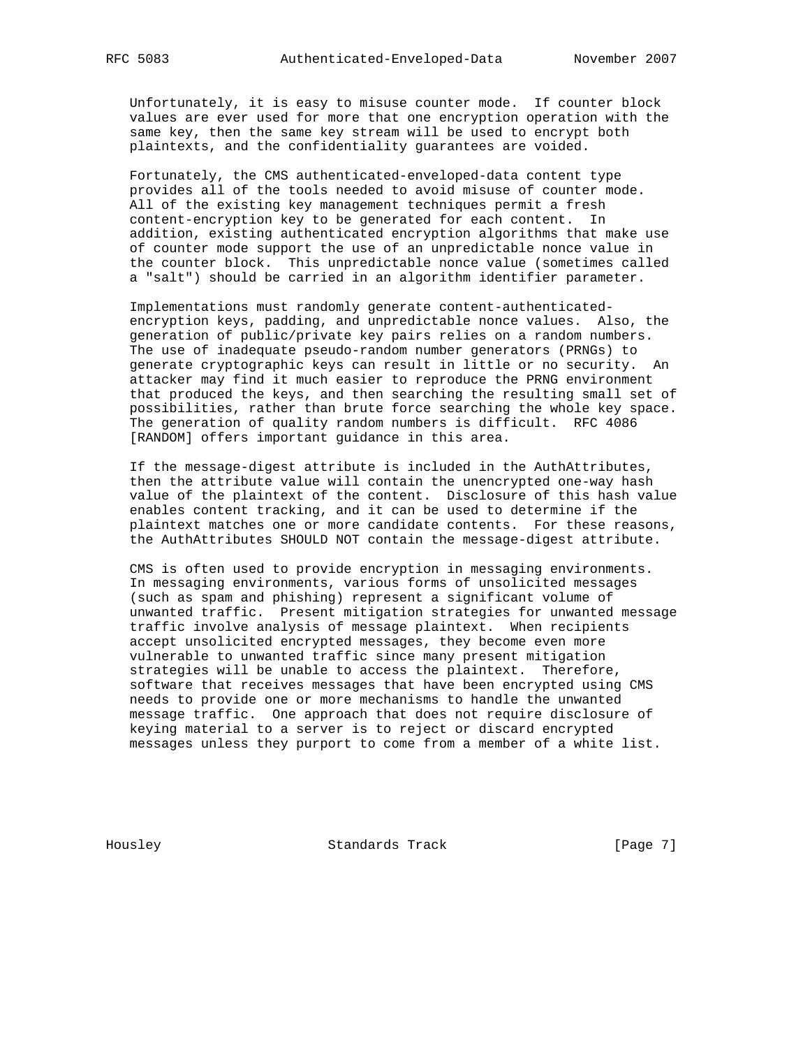Unfortunately, it is easy to misuse counter mode. If counter block values are ever used for more that one encryption operation with the same key, then the same key stream will be used to encrypt both plaintexts, and the confidentiality guarantees are voided.

Fortunately, the CMS authenticated-enveloped-data content type provides all of the tools needed to avoid misuse of counter mode. All of the existing key management techniques permit a fresh content-encryption key to be generated for each content. In addition, existing authenticated encryption algorithms that make use of counter mode support the use of an unpredictable nonce value in the counter block. This unpredictable nonce value (sometimes called a "salt") should be carried in an algorithm identifier parameter.

Implementations must randomly generate content-authenticated-encryption keys, padding, and unpredictable nonce values. Also, the generation of public/private key pairs relies on a random numbers. The use of inadequate pseudo-random number generators (PRNGs) to generate cryptographic keys can result in little or no security. An attacker may find it much easier to reproduce the PRNG environment that produced the keys, and then searching the resulting small set of possibilities, rather than brute force searching the whole key space. The generation of quality random numbers is difficult. RFC 4086 [RANDOM] offers important guidance in this area.

If the message-digest attribute is included in the AuthAttributes, then the attribute value will contain the unencrypted one-way hash value of the plaintext of the content. Disclosure of this hash value enables content tracking, and it can be used to determine if the plaintext matches one or more candidate contents. For these reasons, the AuthAttributes SHOULD NOT contain the message-digest attribute.

CMS is often used to provide encryption in messaging environments. In messaging environments, various forms of unsolicited messages (such as spam and phishing) represent a significant volume of unwanted traffic. Present mitigation strategies for unwanted message traffic involve analysis of message plaintext. When recipients accept unsolicited encrypted messages, they become even more vulnerable to unwanted traffic since many present mitigation strategies will be unable to access the plaintext. Therefore, software that receives messages that have been encrypted using CMS needs to provide one or more mechanisms to handle the unwanted message traffic. One approach that does not require disclosure of keying material to a server is to reject or discard encrypted messages unless they purport to come from a member of a white list.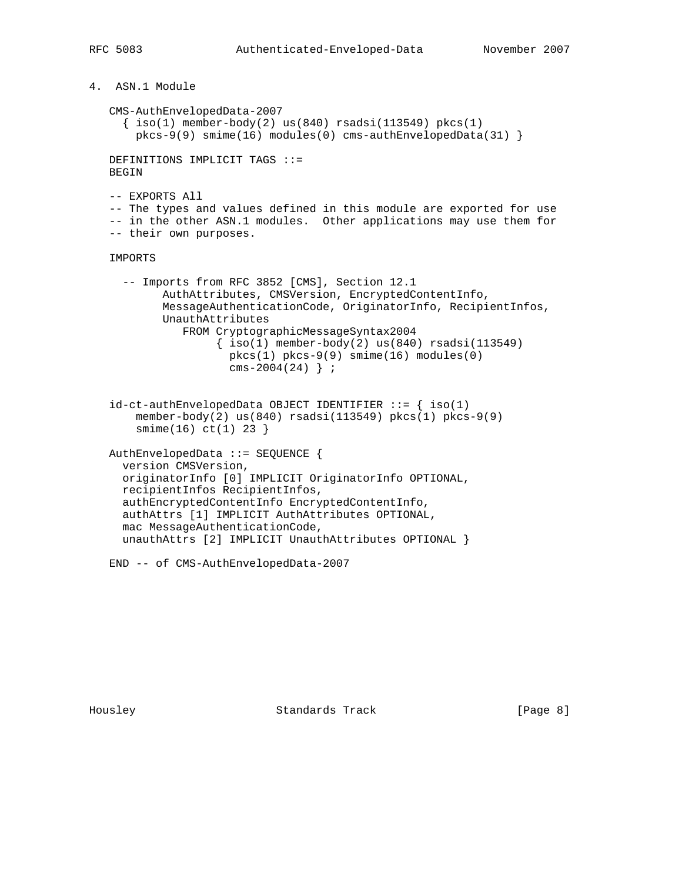## 4. ASN.1 Module

```
   CMS-AuthEnvelopedData-2007
     { iso(1) member-body(2) us(840) rsadsi(113549) pkcs(1)
       pkcs-9(9) smime(16) modules(0) cms-authEnvelopedData(31) }

   DEFINITIONS IMPLICIT TAGS ::=
   BEGIN

   -- EXPORTS All
   -- The types and values defined in this module are exported for use
   -- in the other ASN.1 modules.  Other applications may use them for
   -- their own purposes.

   IMPORTS

     -- Imports from RFC 3852 [CMS], Section 12.1
           AuthAttributes, CMSVersion, EncryptedContentInfo,
           MessageAuthenticationCode, OriginatorInfo, RecipientInfos,
           UnauthAttributes
              FROM CryptographicMessageSyntax2004
                   { iso(1) member-body(2) us(840) rsadsi(113549)
                     pkcs(1) pkcs-9(9) smime(16) modules(0)
                     cms-2004(24) } ;


   id-ct-authEnvelopedData OBJECT IDENTIFIER ::= { iso(1)
       member-body(2) us(840) rsadsi(113549) pkcs(1) pkcs-9(9)
       smime(16) ct(1) 23 }

   AuthEnvelopedData ::= SEQUENCE {
     version CMSVersion,
     originatorInfo [0] IMPLICIT OriginatorInfo OPTIONAL,
     recipientInfos RecipientInfos,
     authEncryptedContentInfo EncryptedContentInfo,
     authAttrs [1] IMPLICIT AuthAttributes OPTIONAL,
     mac MessageAuthenticationCode,
     unauthAttrs [2] IMPLICIT UnauthAttributes OPTIONAL }

   END -- of CMS-AuthEnvelopedData-2007
```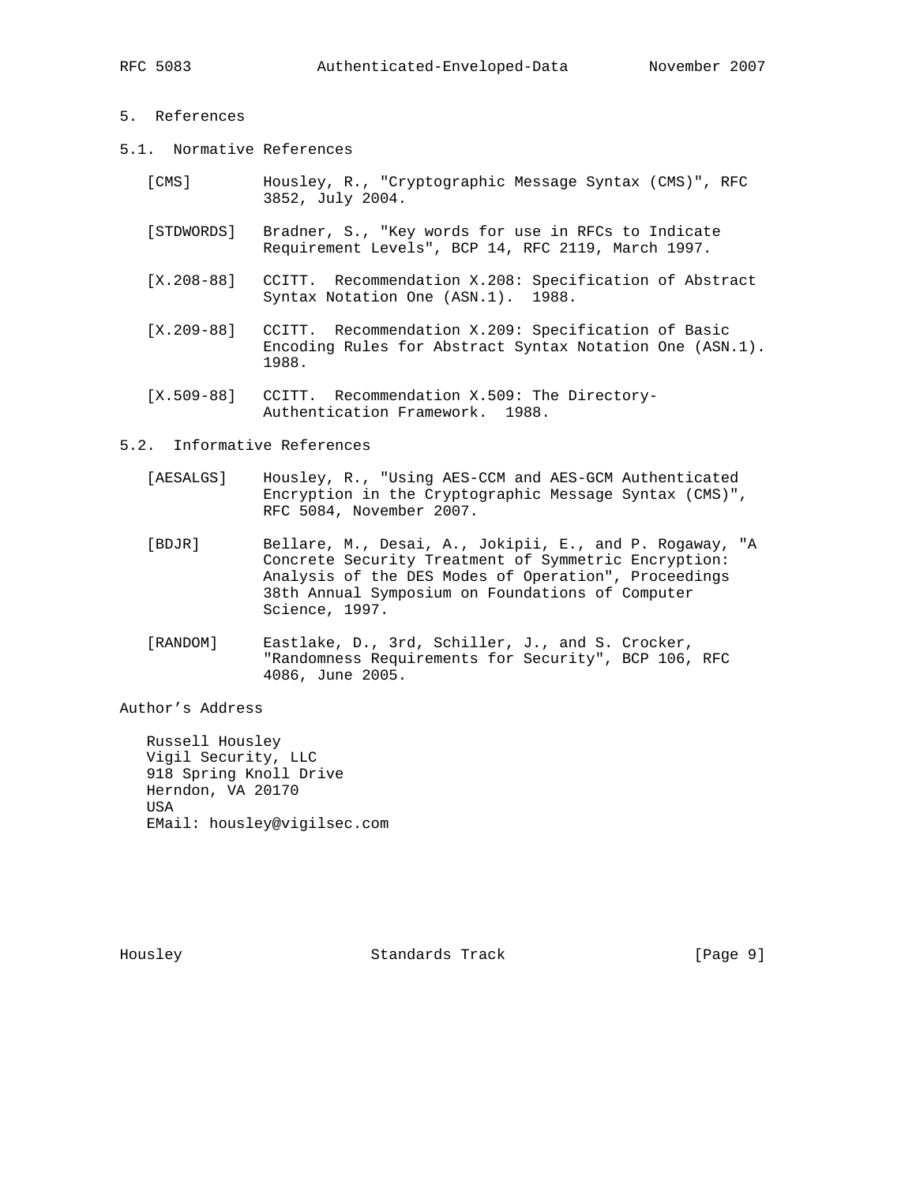## 5. References

### 5.1. Normative References

[CMS] Housley, R., "Cryptographic Message Syntax (CMS)", RFC 3852, July 2004.

[STDWORDS] Bradner, S., "Key words for use in RFCs to Indicate Requirement Levels", BCP 14, RFC 2119, March 1997.

[X.208-88] CCITT. Recommendation X.208: Specification of Abstract Syntax Notation One (ASN.1). 1988.

[X.209-88] CCITT. Recommendation X.209: Specification of Basic Encoding Rules for Abstract Syntax Notation One (ASN.1). 1988.

[X.509-88] CCITT. Recommendation X.509: The Directory-Authentication Framework. 1988.

### 5.2. Informative References

[AESALGS] Housley, R., "Using AES-CCM and AES-GCM Authenticated Encryption in the Cryptographic Message Syntax (CMS)", RFC 5084, November 2007.

[BDJR] Bellare, M., Desai, A., Jokipii, E., and P. Rogaway, "A Concrete Security Treatment of Symmetric Encryption: Analysis of the DES Modes of Operation", Proceedings 38th Annual Symposium on Foundations of Computer Science, 1997.

[RANDOM] Eastlake, D., 3rd, Schiller, J., and S. Crocker, "Randomness Requirements for Security", BCP 106, RFC 4086, June 2005.

## Author's Address

Russell Housley
Vigil Security, LLC
918 Spring Knoll Drive
Herndon, VA 20170
USA
EMail: housley@vigilsec.com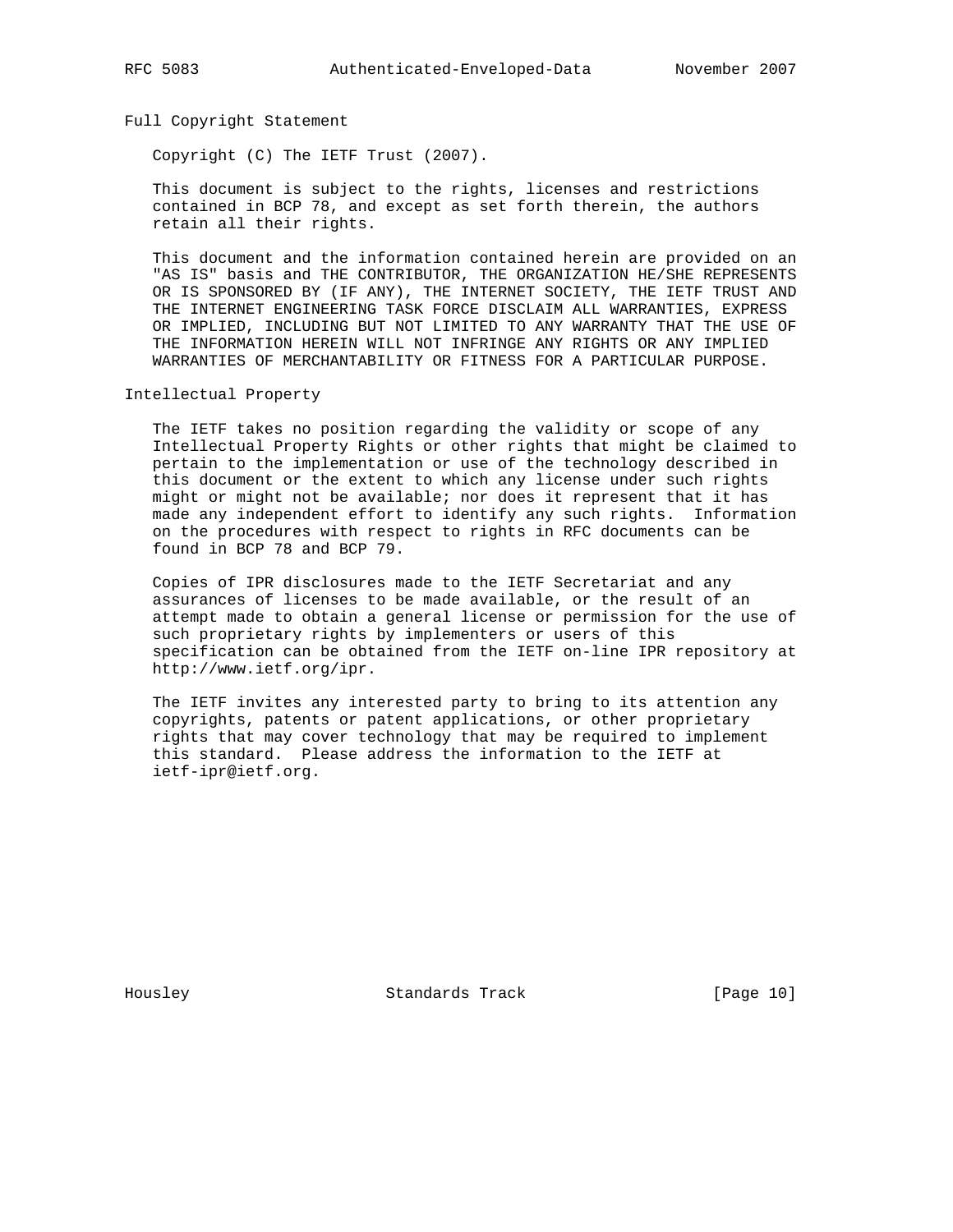## Full Copyright Statement

Copyright (C) The IETF Trust (2007).

This document is subject to the rights, licenses and restrictions contained in BCP 78, and except as set forth therein, the authors retain all their rights.

This document and the information contained herein are provided on an "AS IS" basis and THE CONTRIBUTOR, THE ORGANIZATION HE/SHE REPRESENTS OR IS SPONSORED BY (IF ANY), THE INTERNET SOCIETY, THE IETF TRUST AND THE INTERNET ENGINEERING TASK FORCE DISCLAIM ALL WARRANTIES, EXPRESS OR IMPLIED, INCLUDING BUT NOT LIMITED TO ANY WARRANTY THAT THE USE OF THE INFORMATION HEREIN WILL NOT INFRINGE ANY RIGHTS OR ANY IMPLIED WARRANTIES OF MERCHANTABILITY OR FITNESS FOR A PARTICULAR PURPOSE.

## Intellectual Property

The IETF takes no position regarding the validity or scope of any Intellectual Property Rights or other rights that might be claimed to pertain to the implementation or use of the technology described in this document or the extent to which any license under such rights might or might not be available; nor does it represent that it has made any independent effort to identify any such rights. Information on the procedures with respect to rights in RFC documents can be found in BCP 78 and BCP 79.

Copies of IPR disclosures made to the IETF Secretariat and any assurances of licenses to be made available, or the result of an attempt made to obtain a general license or permission for the use of such proprietary rights by implementers or users of this specification can be obtained from the IETF on-line IPR repository at http://www.ietf.org/ipr.

The IETF invites any interested party to bring to its attention any copyrights, patents or patent applications, or other proprietary rights that may cover technology that may be required to implement this standard. Please address the information to the IETF at ietf-ipr@ietf.org.